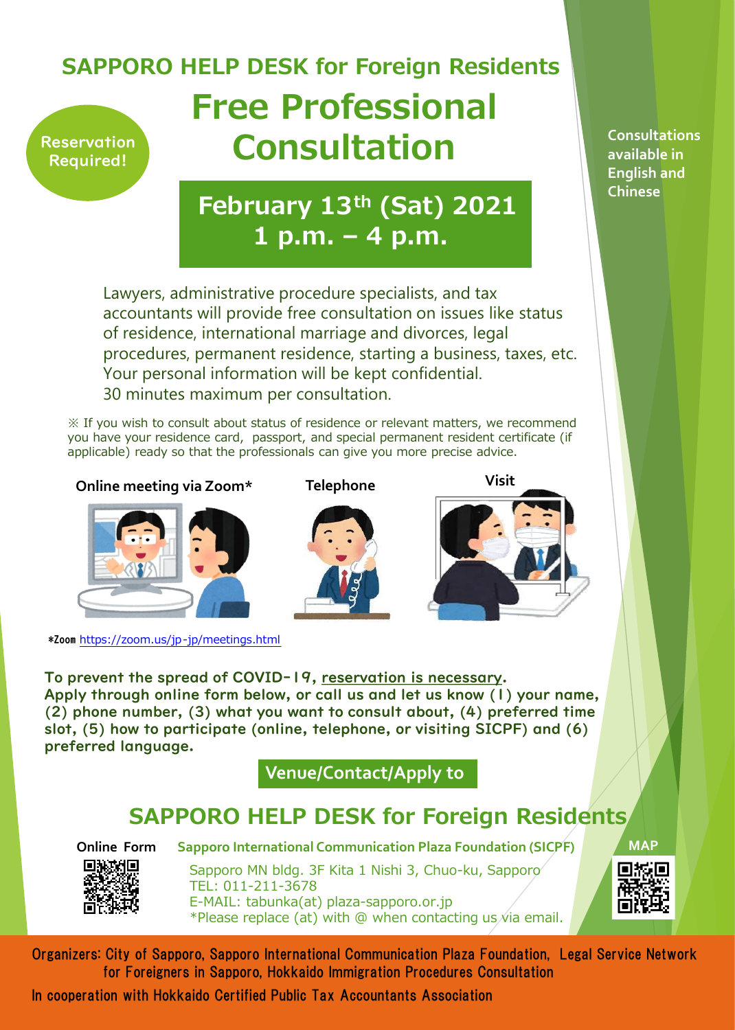## SAPPORO HELP DESK for Foreign Residents

# Free Professional Consultation

**Reservation Required!**

**Consultations available in English and Chinese**

## February 13th (Sat) 2021
## 1 p.m. – 4 p.m.

Lawyers, administrative procedure specialists, and tax accountants will provide free consultation on issues like status of residence, international marriage and divorces, legal procedures, permanent residence, starting a business, taxes, etc.
Your personal information will be kept confidential.
30 minutes maximum per consultation.

※ If you wish to consult about status of residence or relevant matters, we recommend you have your residence card, passport, and special permanent resident certificate (if applicable) ready so that the professionals can give you more precise advice.

**Online meeting via Zoom*** **Telephone** **Visit**

*Zoom https://zoom.us/jp-jp/meetings.html

**To prevent the spread of COVID-19, reservation is necessary.**
**Apply through online form below, or call us and let us know (1) your name, (2) phone number, (3) what you want to consult about, (4) preferred time slot, (5) how to participate (online, telephone, or visiting SICPF) and (6) preferred language.**

**Venue/Contact/Apply to**

## SAPPORO HELP DESK for Foreign Residents

**Online Form**

**Sapporo International Communication Plaza Foundation (SICPF)**

Sapporo MN bldg. 3F Kita 1 Nishi 3, Chuo-ku, Sapporo
TEL: 011-211-3678
E-MAIL: tabunka(at) plaza-sapporo.or.jp
*Please replace (at) with @ when contacting us via email.

**MAP**

Organizers: City of Sapporo, Sapporo International Communication Plaza Foundation, Legal Service Network for Foreigners in Sapporo, Hokkaido Immigration Procedures Consultation
In cooperation with Hokkaido Certified Public Tax Accountants Association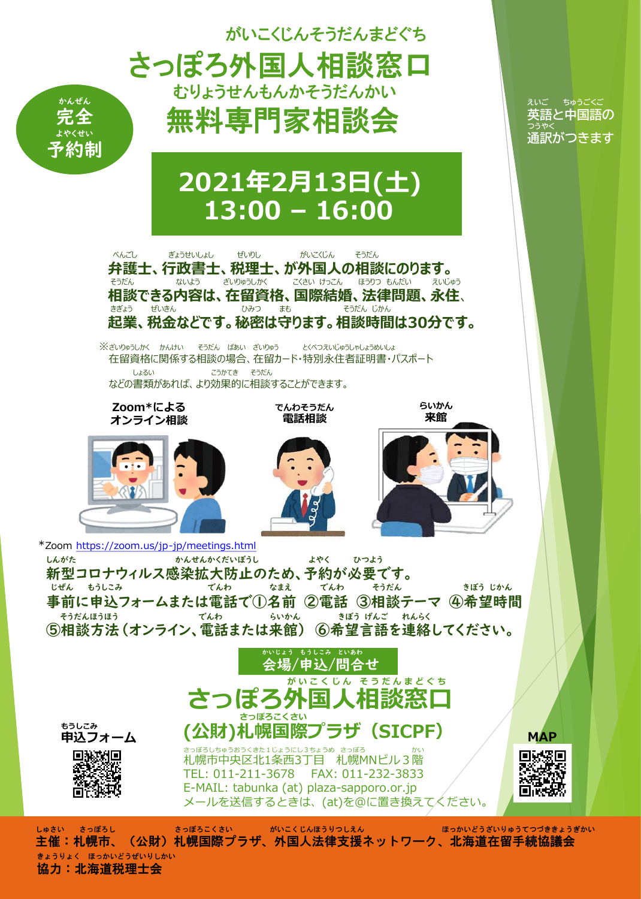がいこくじんそうだんまどぐち

# さっぽろ外国人相談窓口

むりょうせんもんかそうだんかい

# 無料専門家相談会

**完全予約制**

英語と中国語の通訳がつきます

## 2021年2月13日(土)
## 13:00 – 16:00

**弁護士、行政書士、税理士、が外国人の相談にのります。**
**相談できる内容は、在留資格、国際結婚、法律問題、永住、起業、税金などです。秘密は守ります。相談時間は30分です。**

※在留資格に関係する相談の場合、在留カード・特別永住者証明書・パスポートなどの書類があれば、より効果的に相談することができます。

**Zoom*によるオンライン相談**　　**電話相談**　　**来館**

*Zoom https://zoom.us/jp-jp/meetings.html

**新型コロナウィルス感染拡大防止のため、予約が必要です。**
**事前に申込フォームまたは電話で①名前 ②電話 ③相談テーマ ④希望時間 ⑤相談方法（オンライン、電話または来館） ⑥希望言語を連絡してください。**

**会場/申込/問合せ**

## さっぽろ外国人相談窓口

### (公財)札幌国際プラザ（SICPF）

札幌市中央区北1条西3丁目　札幌MNビル３階
TEL: 011-211-3678　FAX: 011-232-3833
E-MAIL: tabunka (at) plaza-sapporo.or.jp
メールを送信するときは、(at)を@に置き換えてください。

**申込フォーム**

**MAP**

**主催：札幌市、（公財）札幌国際プラザ、外国人法律支援ネットワーク、北海道在留手続協議会**
**協力：北海道税理士会**